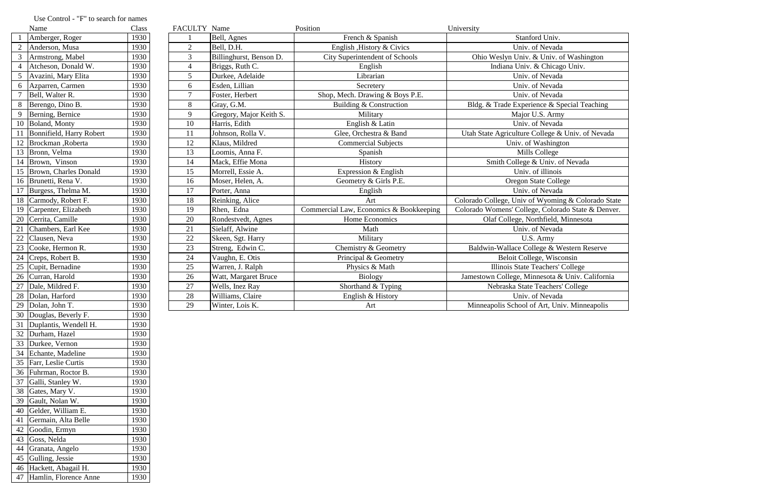Use Control - "F" to search for names

| | Name | Class |
|---|---|---|
| 1 | Amberger, Roger | 1930 |
| 2 | Anderson, Musa | 1930 |
| 3 | Armstrong, Mabel | 1930 |
| 4 | Atcheson, Donald W. | 1930 |
| 5 | Avazini, Mary Elita | 1930 |
| 6 | Azparren, Carmen | 1930 |
| 7 | Bell, Walter R. | 1930 |
| 8 | Berengo, Dino B. | 1930 |
| 9 | Berning, Bernice | 1930 |
| 10 | Boland, Monty | 1930 |
| 11 | Bonnifield, Harry Robert | 1930 |
| 12 | Brockman ,Roberta | 1930 |
| 13 | Bronn, Velma | 1930 |
| 14 | Brown, Vinson | 1930 |
| 15 | Brown, Charles Donald | 1930 |
| 16 | Brunetti, Rena V. | 1930 |
| 17 | Burgess, Thelma M. | 1930 |
| 18 | Carmody, Robert F. | 1930 |
| 19 | Carpenter, Elizabeth | 1930 |
| 20 | Cerrita, Camille | 1930 |
| 21 | Chambers, Earl Kee | 1930 |
| 22 | Clausen, Neva | 1930 |
| 23 | Cooke, Hermon R. | 1930 |
| 24 | Creps, Robert B. | 1930 |
| 25 | Cupit, Bernadine | 1930 |
| 26 | Curran, Harold | 1930 |
| 27 | Dale, Mildred F. | 1930 |
| 28 | Dolan, Harford | 1930 |
| 29 | Dolan, John T. | 1930 |
| 30 | Douglas, Beverly F. | 1930 |
| 31 | Duplantis, Wendell H. | 1930 |
| 32 | Durham, Hazel | 1930 |
| 33 | Durkee, Vernon | 1930 |
| 34 | Echante, Madeline | 1930 |
| 35 | Farr, Leslie Curtis | 1930 |
| 36 | Fuhrman, Roctor B. | 1930 |
| 37 | Galli, Stanley W. | 1930 |
| 38 | Gates, Mary V. | 1930 |
| 39 | Gault, Nolan W. | 1930 |
| 40 | Gelder, William E. | 1930 |
| 41 | Germain, Alta Belle | 1930 |
| 42 | Goodin, Ermyn | 1930 |
| 43 | Goss, Nelda | 1930 |
| 44 | Granata, Angelo | 1930 |
| 45 | Gulling, Jessie | 1930 |
| 46 | Hackett, Abagail H. | 1930 |
| 47 | Hamlin, Florence Anne | 1930 |

| FACULTY | Name | Position | University |
|---|---|---|---|
| 1 | Bell, Agnes | French & Spanish | Stanford Univ. |
| 2 | Bell, D.H. | English ,History & Civics | Univ. of Nevada |
| 3 | Billinghurst, Benson D. | City Superintendent of Schools | Ohio Weslyn Univ. & Univ. of Washington |
| 4 | Briggs, Ruth C. | English | Indiana Univ. & Chicago Univ. |
| 5 | Durkee, Adelaide | Librarian | Univ. of Nevada |
| 6 | Esden, Lillian | Secretery | Univ. of Nevada |
| 7 | Foster, Herbert | Shop, Mech. Drawing & Boys P.E. | Univ. of Nevada |
| 8 | Gray, G.M. | Building & Construction | Bldg. & Trade Experience & Special Teaching |
| 9 | Gregory, Major Keith S. | Military | Major U.S. Army |
| 10 | Harris, Edith | English & Latin | Univ. of Nevada |
| 11 | Johnson, Rolla V. | Glee, Orchestra & Band | Utah State Agriculture College & Univ. of Nevada |
| 12 | Klaus, Mildred | Commercial Subjects | Univ. of Washington |
| 13 | Loomis, Anna F. | Spanish | Mills College |
| 14 | Mack, Effie Mona | History | Smith College & Univ. of Nevada |
| 15 | Morrell, Essie A. | Expression & English | Univ. of illinois |
| 16 | Moser, Helen, A. | Geometry & Girls P.E. | Oregon State College |
| 17 | Porter, Anna | English | Univ. of Nevada |
| 18 | Reinking, Alice | Art | Colorado College, Univ of Wyoming & Colorado State |
| 19 | Rhen, Edna | Commercial Law, Economics & Bookkeeping | Colorado Womens' College, Colorado State & Denver. |
| 20 | Rondestvedt, Agnes | Home Economics | Olaf College, Northfield, Minnesota |
| 21 | Sielaff, Alwine | Math | Univ. of Nevada |
| 22 | Skeen, Sgt. Harry | Military | U.S. Army |
| 23 | Streng, Edwin C. | Chemistry & Geometry | Baldwin-Wallace College & Western Reserve |
| 24 | Vaughn, E. Otis | Principal & Geometry | Beloit College, Wisconsin |
| 25 | Warren, J. Ralph | Physics & Math | Illinois State Teachers' College |
| 26 | Watt, Margaret Bruce | Biology | Jamestown College, Minnesota & Univ. California |
| 27 | Wells, Inez Ray | Shorthand & Typing | Nebraska State Teachers' College |
| 28 | Williams, Claire | English & History | Univ. of Nevada |
| 29 | Winter, Lois K. | Art | Minneapolis School of Art, Univ. Minneapolis |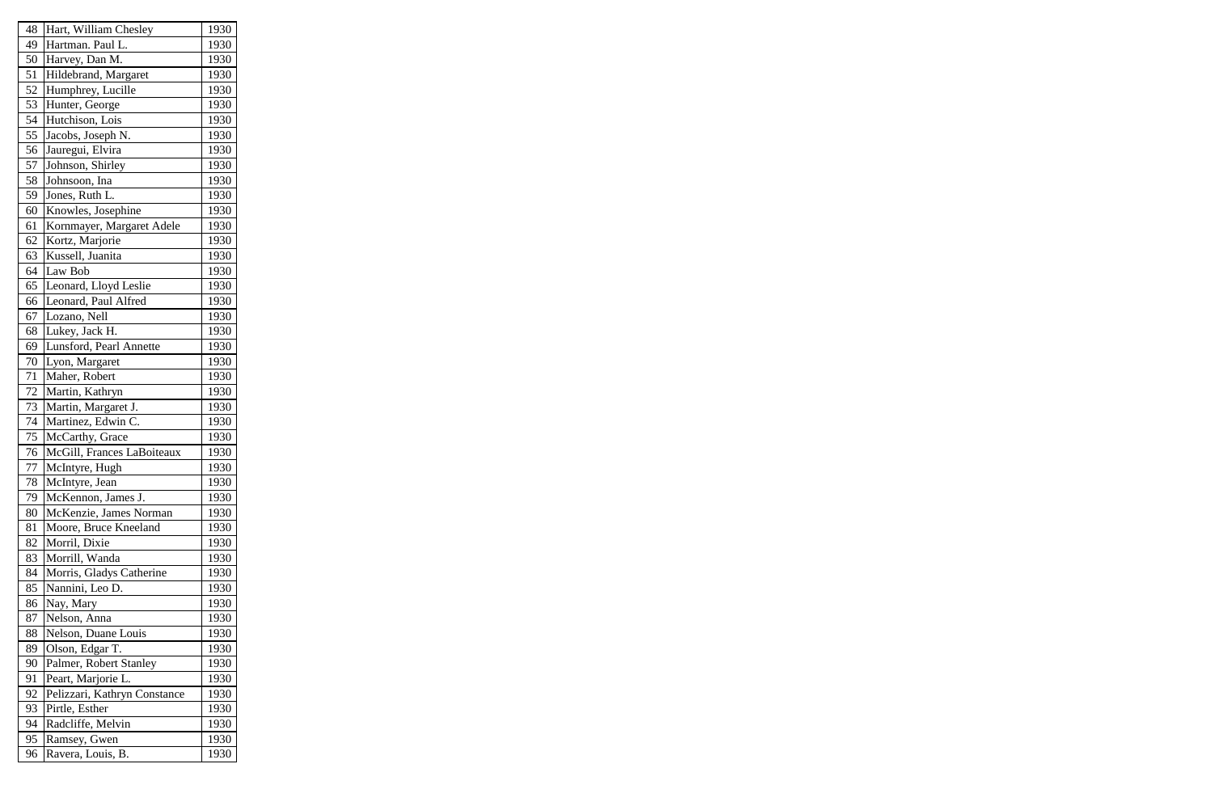| 48 | Hart, William Chesley | 1930 |
|---|---|---|
| 49 | Hartman. Paul L. | 1930 |
| 50 | Harvey, Dan M. | 1930 |
| 51 | Hildebrand, Margaret | 1930 |
| 52 | Humphrey, Lucille | 1930 |
| 53 | Hunter, George | 1930 |
| 54 | Hutchison, Lois | 1930 |
| 55 | Jacobs, Joseph N. | 1930 |
| 56 | Jauregui, Elvira | 1930 |
| 57 | Johnson, Shirley | 1930 |
| 58 | Johnsoon, Ina | 1930 |
| 59 | Jones, Ruth L. | 1930 |
| 60 | Knowles, Josephine | 1930 |
| 61 | Kornmayer, Margaret Adele | 1930 |
| 62 | Kortz, Marjorie | 1930 |
| 63 | Kussell, Juanita | 1930 |
| 64 | Law Bob | 1930 |
| 65 | Leonard, Lloyd Leslie | 1930 |
| 66 | Leonard, Paul Alfred | 1930 |
| 67 | Lozano, Nell | 1930 |
| 68 | Lukey, Jack H. | 1930 |
| 69 | Lunsford, Pearl Annette | 1930 |
| 70 | Lyon, Margaret | 1930 |
| 71 | Maher, Robert | 1930 |
| 72 | Martin, Kathryn | 1930 |
| 73 | Martin, Margaret J. | 1930 |
| 74 | Martinez, Edwin C. | 1930 |
| 75 | McCarthy, Grace | 1930 |
| 76 | McGill, Frances LaBoiteaux | 1930 |
| 77 | McIntyre, Hugh | 1930 |
| 78 | McIntyre, Jean | 1930 |
| 79 | McKennon, James J. | 1930 |
| 80 | McKenzie, James Norman | 1930 |
| 81 | Moore, Bruce Kneeland | 1930 |
| 82 | Morril, Dixie | 1930 |
| 83 | Morrill, Wanda | 1930 |
| 84 | Morris, Gladys Catherine | 1930 |
| 85 | Nannini, Leo D. | 1930 |
| 86 | Nay, Mary | 1930 |
| 87 | Nelson, Anna | 1930 |
| 88 | Nelson, Duane Louis | 1930 |
| 89 | Olson, Edgar T. | 1930 |
| 90 | Palmer, Robert Stanley | 1930 |
| 91 | Peart, Marjorie L. | 1930 |
| 92 | Pelizzari, Kathryn Constance | 1930 |
| 93 | Pirtle, Esther | 1930 |
| 94 | Radcliffe, Melvin | 1930 |
| 95 | Ramsey, Gwen | 1930 |
| 96 | Ravera, Louis, B. | 1930 |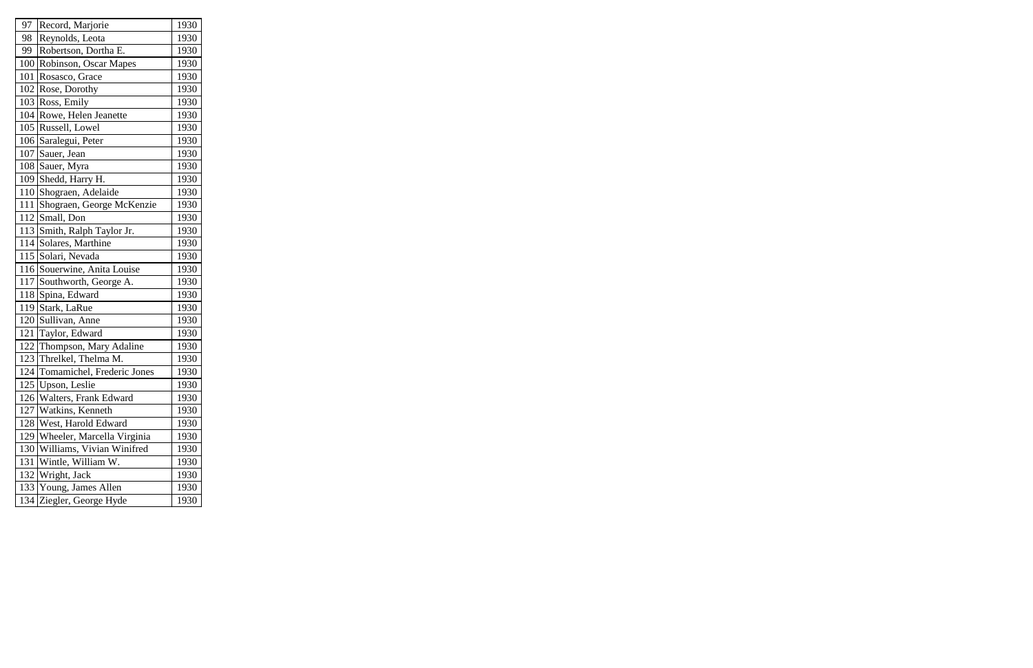| | | |
|---|---|---|
| 97 | Record, Marjorie | 1930 |
| 98 | Reynolds, Leota | 1930 |
| 99 | Robertson, Dortha E. | 1930 |
| 100 | Robinson, Oscar Mapes | 1930 |
| 101 | Rosasco, Grace | 1930 |
| 102 | Rose, Dorothy | 1930 |
| 103 | Ross, Emily | 1930 |
| 104 | Rowe, Helen Jeanette | 1930 |
| 105 | Russell, Lowel | 1930 |
| 106 | Saralegui, Peter | 1930 |
| 107 | Sauer, Jean | 1930 |
| 108 | Sauer, Myra | 1930 |
| 109 | Shedd, Harry H. | 1930 |
| 110 | Shograen, Adelaide | 1930 |
| 111 | Shograen, George McKenzie | 1930 |
| 112 | Small, Don | 1930 |
| 113 | Smith, Ralph Taylor Jr. | 1930 |
| 114 | Solares, Marthine | 1930 |
| 115 | Solari, Nevada | 1930 |
| 116 | Souerwine, Anita Louise | 1930 |
| 117 | Southworth, George A. | 1930 |
| 118 | Spina, Edward | 1930 |
| 119 | Stark, LaRue | 1930 |
| 120 | Sullivan, Anne | 1930 |
| 121 | Taylor, Edward | 1930 |
| 122 | Thompson, Mary Adaline | 1930 |
| 123 | Threlkel, Thelma M. | 1930 |
| 124 | Tomamichel, Frederic Jones | 1930 |
| 125 | Upson, Leslie | 1930 |
| 126 | Walters, Frank Edward | 1930 |
| 127 | Watkins, Kenneth | 1930 |
| 128 | West, Harold Edward | 1930 |
| 129 | Wheeler, Marcella Virginia | 1930 |
| 130 | Williams, Vivian Winifred | 1930 |
| 131 | Wintle, William W. | 1930 |
| 132 | Wright, Jack | 1930 |
| 133 | Young, James Allen | 1930 |
| 134 | Ziegler, George Hyde | 1930 |